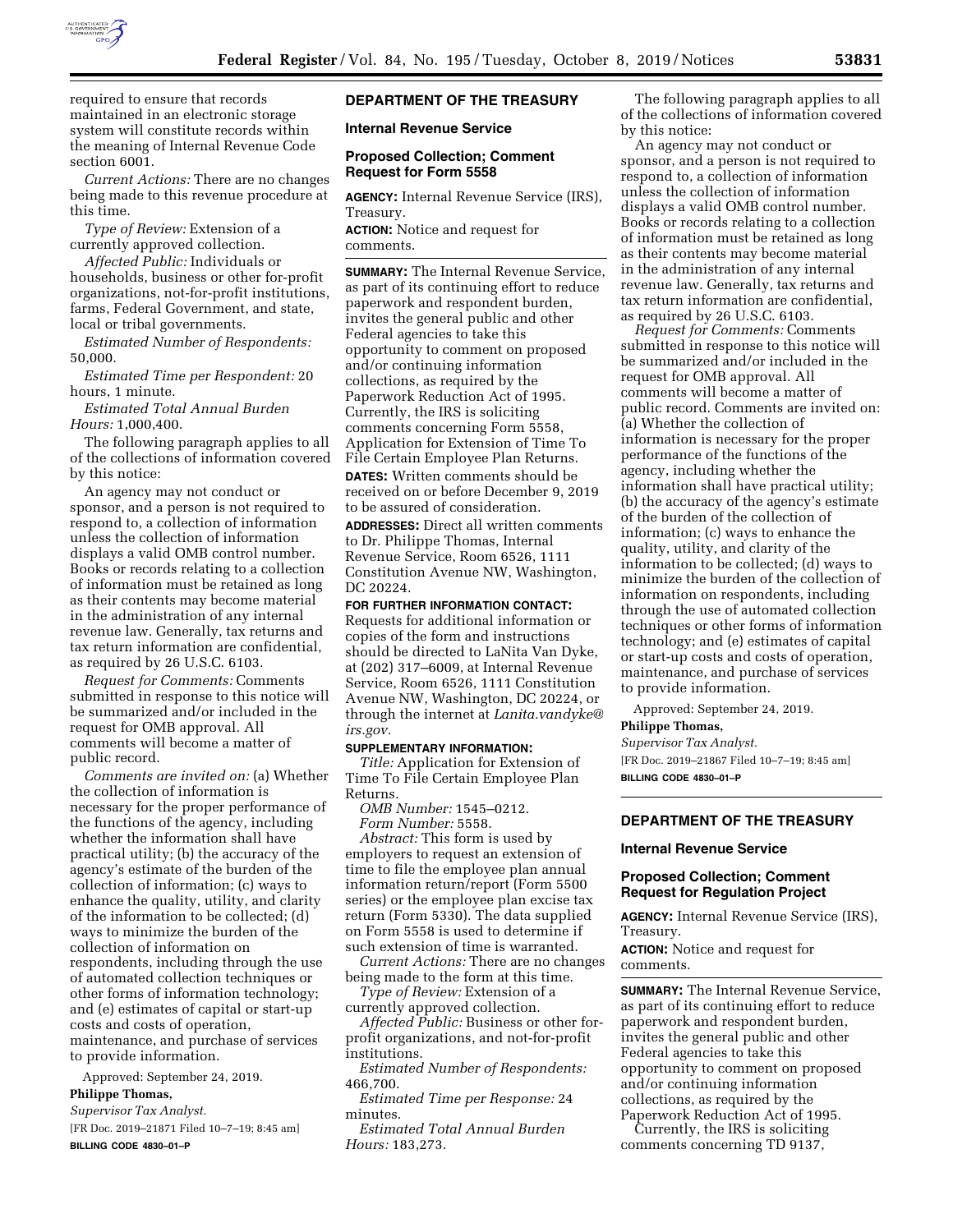required to ensure that records maintained in an electronic storage system will constitute records within the meaning of Internal Revenue Code section 6001.

*Current Actions:* There are no changes being made to this revenue procedure at this time.

*Type of Review:* Extension of a currently approved collection.

*Affected Public:* Individuals or households, business or other for-profit organizations, not-for-profit institutions, farms, Federal Government, and state, local or tribal governments.

*Estimated Number of Respondents:* 50,000.

*Estimated Time per Respondent:* 20 hours, 1 minute.

*Estimated Total Annual Burden Hours:* 1,000,400.

The following paragraph applies to all of the collections of information covered by this notice:

An agency may not conduct or sponsor, and a person is not required to respond to, a collection of information unless the collection of information displays a valid OMB control number. Books or records relating to a collection of information must be retained as long as their contents may become material in the administration of any internal revenue law. Generally, tax returns and tax return information are confidential, as required by 26 U.S.C. 6103.

*Request for Comments:* Comments submitted in response to this notice will be summarized and/or included in the request for OMB approval. All comments will become a matter of public record.

*Comments are invited on:* (a) Whether the collection of information is necessary for the proper performance of the functions of the agency, including whether the information shall have practical utility; (b) the accuracy of the agency's estimate of the burden of the collection of information; (c) ways to enhance the quality, utility, and clarity of the information to be collected; (d) ways to minimize the burden of the collection of information on respondents, including through the use of automated collection techniques or other forms of information technology; and (e) estimates of capital or start-up costs and costs of operation, maintenance, and purchase of services to provide information.

Approved: September 24, 2019.

**Philippe Thomas,**

*Supervisor Tax Analyst.*

[FR Doc. 2019–21871 Filed 10–7–19; 8:45 am]

**BILLING CODE 4830–01–P**

## DEPARTMENT OF THE TREASURY

### Internal Revenue Service

### Proposed Collection; Comment Request for Form 5558

**AGENCY:** Internal Revenue Service (IRS), Treasury.

**ACTION:** Notice and request for comments.

**SUMMARY:** The Internal Revenue Service, as part of its continuing effort to reduce paperwork and respondent burden, invites the general public and other Federal agencies to take this opportunity to comment on proposed and/or continuing information collections, as required by the Paperwork Reduction Act of 1995. Currently, the IRS is soliciting comments concerning Form 5558, Application for Extension of Time To File Certain Employee Plan Returns.

**DATES:** Written comments should be received on or before December 9, 2019 to be assured of consideration.

**ADDRESSES:** Direct all written comments to Dr. Philippe Thomas, Internal Revenue Service, Room 6526, 1111 Constitution Avenue NW, Washington, DC 20224.

**FOR FURTHER INFORMATION CONTACT:** Requests for additional information or copies of the form and instructions should be directed to LaNita Van Dyke, at (202) 317–6009, at Internal Revenue Service, Room 6526, 1111 Constitution Avenue NW, Washington, DC 20224, or through the internet at *Lanita.vandyke@irs.gov.*

**SUPPLEMENTARY INFORMATION:**

*Title:* Application for Extension of Time To File Certain Employee Plan Returns.

*OMB Number:* 1545–0212.

*Form Number:* 5558.

*Abstract:* This form is used by employers to request an extension of time to file the employee plan annual information return/report (Form 5500 series) or the employee plan excise tax return (Form 5330). The data supplied on Form 5558 is used to determine if such extension of time is warranted.

*Current Actions:* There are no changes being made to the form at this time.

*Type of Review:* Extension of a currently approved collection.

*Affected Public:* Business or other for-profit organizations, and not-for-profit institutions.

*Estimated Number of Respondents:* 466,700.

*Estimated Time per Response:* 24 minutes.

*Estimated Total Annual Burden Hours:* 183,273.

The following paragraph applies to all of the collections of information covered by this notice:

An agency may not conduct or sponsor, and a person is not required to respond to, a collection of information unless the collection of information displays a valid OMB control number. Books or records relating to a collection of information must be retained as long as their contents may become material in the administration of any internal revenue law. Generally, tax returns and tax return information are confidential, as required by 26 U.S.C. 6103.

*Request for Comments:* Comments submitted in response to this notice will be summarized and/or included in the request for OMB approval. All comments will become a matter of public record. Comments are invited on: (a) Whether the collection of information is necessary for the proper performance of the functions of the agency, including whether the information shall have practical utility; (b) the accuracy of the agency's estimate of the burden of the collection of information; (c) ways to enhance the quality, utility, and clarity of the information to be collected; (d) ways to minimize the burden of the collection of information on respondents, including through the use of automated collection techniques or other forms of information technology; and (e) estimates of capital or start-up costs and costs of operation, maintenance, and purchase of services to provide information.

Approved: September 24, 2019.

**Philippe Thomas,**

*Supervisor Tax Analyst.*

[FR Doc. 2019–21867 Filed 10–7–19; 8:45 am]

**BILLING CODE 4830–01–P**

## DEPARTMENT OF THE TREASURY

### Internal Revenue Service

### Proposed Collection; Comment Request for Regulation Project

**AGENCY:** Internal Revenue Service (IRS), Treasury.

**ACTION:** Notice and request for comments.

**SUMMARY:** The Internal Revenue Service, as part of its continuing effort to reduce paperwork and respondent burden, invites the general public and other Federal agencies to take this opportunity to comment on proposed and/or continuing information collections, as required by the Paperwork Reduction Act of 1995.

Currently, the IRS is soliciting comments concerning TD 9137,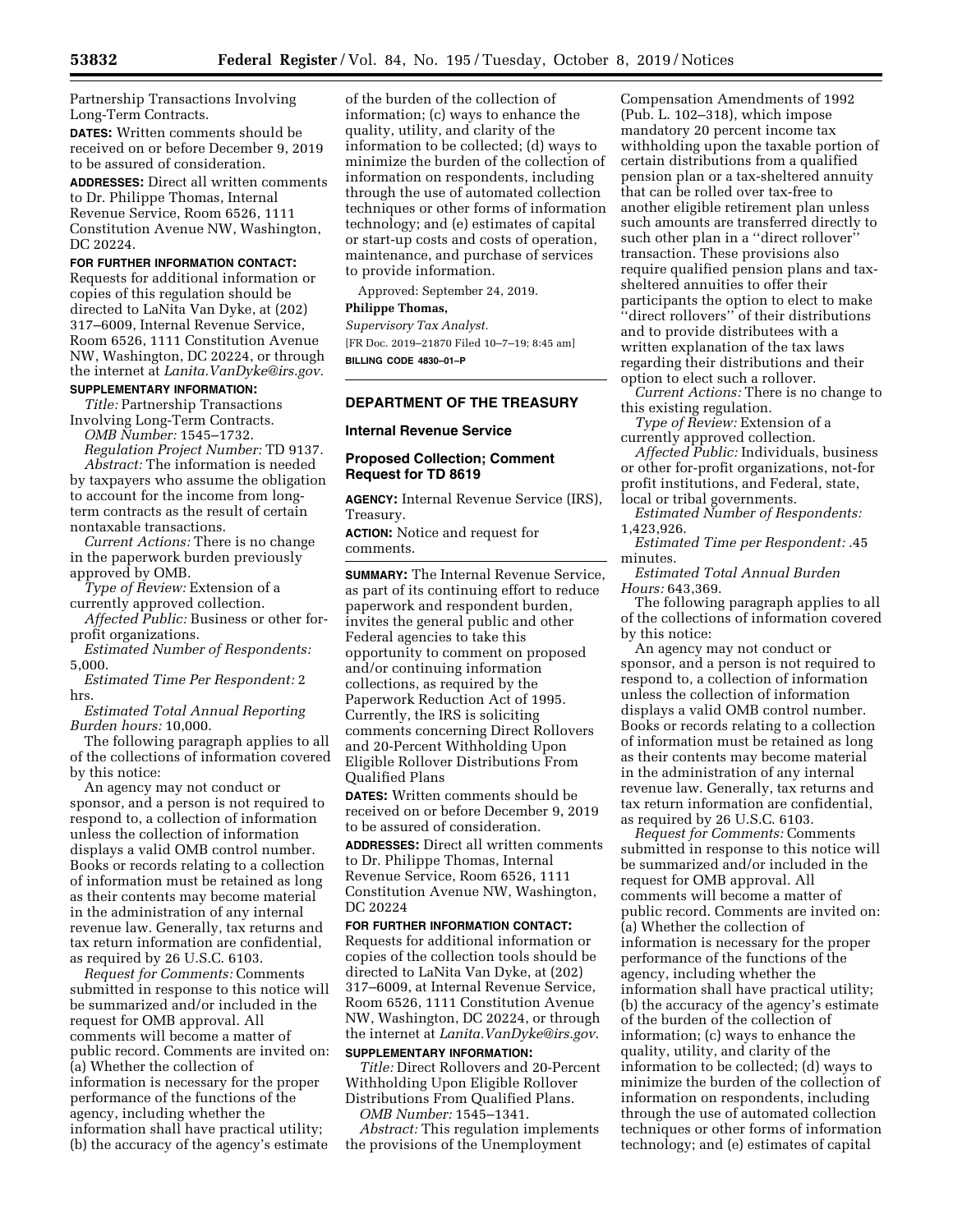Partnership Transactions Involving Long-Term Contracts.

**DATES:** Written comments should be received on or before December 9, 2019 to be assured of consideration.

**ADDRESSES:** Direct all written comments to Dr. Philippe Thomas, Internal Revenue Service, Room 6526, 1111 Constitution Avenue NW, Washington, DC 20224.

**FOR FURTHER INFORMATION CONTACT:** Requests for additional information or copies of this regulation should be directed to LaNita Van Dyke, at (202) 317–6009, Internal Revenue Service, Room 6526, 1111 Constitution Avenue NW, Washington, DC 20224, or through the internet at *Lanita.VanDyke@irs.gov.*

**SUPPLEMENTARY INFORMATION:**

*Title:* Partnership Transactions Involving Long-Term Contracts.

*OMB Number:* 1545–1732.

*Regulation Project Number:* TD 9137.

*Abstract:* The information is needed by taxpayers who assume the obligation to account for the income from long-term contracts as the result of certain nontaxable transactions.

*Current Actions:* There is no change in the paperwork burden previously approved by OMB.

*Type of Review:* Extension of a currently approved collection.

*Affected Public:* Business or other for-profit organizations.

*Estimated Number of Respondents:* 5,000.

*Estimated Time Per Respondent:* 2 hrs.

*Estimated Total Annual Reporting Burden hours:* 10,000.

The following paragraph applies to all of the collections of information covered by this notice:

An agency may not conduct or sponsor, and a person is not required to respond to, a collection of information unless the collection of information displays a valid OMB control number. Books or records relating to a collection of information must be retained as long as their contents may become material in the administration of any internal revenue law. Generally, tax returns and tax return information are confidential, as required by 26 U.S.C. 6103.

*Request for Comments:* Comments submitted in response to this notice will be summarized and/or included in the request for OMB approval. All comments will become a matter of public record. Comments are invited on: (a) Whether the collection of information is necessary for the proper performance of the functions of the agency, including whether the information shall have practical utility; (b) the accuracy of the agency's estimate of the burden of the collection of information; (c) ways to enhance the quality, utility, and clarity of the information to be collected; (d) ways to minimize the burden of the collection of information on respondents, including through the use of automated collection techniques or other forms of information technology; and (e) estimates of capital or start-up costs and costs of operation, maintenance, and purchase of services to provide information.

Approved: September 24, 2019.

**Philippe Thomas,**

*Supervisory Tax Analyst.*

[FR Doc. 2019–21870 Filed 10–7–19; 8:45 am]

**BILLING CODE 4830–01–P**

## DEPARTMENT OF THE TREASURY

### Internal Revenue Service

### Proposed Collection; Comment Request for TD 8619

**AGENCY:** Internal Revenue Service (IRS), Treasury.

**ACTION:** Notice and request for comments.

**SUMMARY:** The Internal Revenue Service, as part of its continuing effort to reduce paperwork and respondent burden, invites the general public and other Federal agencies to take this opportunity to comment on proposed and/or continuing information collections, as required by the Paperwork Reduction Act of 1995. Currently, the IRS is soliciting comments concerning Direct Rollovers and 20-Percent Withholding Upon Eligible Rollover Distributions From Qualified Plans

**DATES:** Written comments should be received on or before December 9, 2019 to be assured of consideration.

**ADDRESSES:** Direct all written comments to Dr. Philippe Thomas, Internal Revenue Service, Room 6526, 1111 Constitution Avenue NW, Washington, DC 20224

**FOR FURTHER INFORMATION CONTACT:** Requests for additional information or copies of the collection tools should be directed to LaNita Van Dyke, at (202) 317–6009, at Internal Revenue Service, Room 6526, 1111 Constitution Avenue NW, Washington, DC 20224, or through the internet at *Lanita.VanDyke@irs.gov*.

**SUPPLEMENTARY INFORMATION:**

*Title:* Direct Rollovers and 20-Percent Withholding Upon Eligible Rollover Distributions From Qualified Plans.

*OMB Number:* 1545–1341.

*Abstract:* This regulation implements the provisions of the Unemployment Compensation Amendments of 1992 (Pub. L. 102–318), which impose mandatory 20 percent income tax withholding upon the taxable portion of certain distributions from a qualified pension plan or a tax-sheltered annuity that can be rolled over tax-free to another eligible retirement plan unless such amounts are transferred directly to such other plan in a ''direct rollover'' transaction. These provisions also require qualified pension plans and tax-sheltered annuities to offer their participants the option to elect to make ''direct rollovers'' of their distributions and to provide distributees with a written explanation of the tax laws regarding their distributions and their option to elect such a rollover.

*Current Actions:* There is no change to this existing regulation.

*Type of Review:* Extension of a currently approved collection.

*Affected Public:* Individuals, business or other for-profit organizations, not-for profit institutions, and Federal, state, local or tribal governments.

*Estimated Number of Respondents:* 1,423,926.

*Estimated Time per Respondent:* .45 minutes.

*Estimated Total Annual Burden Hours:* 643,369.

The following paragraph applies to all of the collections of information covered by this notice:

An agency may not conduct or sponsor, and a person is not required to respond to, a collection of information unless the collection of information displays a valid OMB control number. Books or records relating to a collection of information must be retained as long as their contents may become material in the administration of any internal revenue law. Generally, tax returns and tax return information are confidential, as required by 26 U.S.C. 6103.

*Request for Comments:* Comments submitted in response to this notice will be summarized and/or included in the request for OMB approval. All comments will become a matter of public record. Comments are invited on: (a) Whether the collection of information is necessary for the proper performance of the functions of the agency, including whether the information shall have practical utility; (b) the accuracy of the agency's estimate of the burden of the collection of information; (c) ways to enhance the quality, utility, and clarity of the information to be collected; (d) ways to minimize the burden of the collection of information on respondents, including through the use of automated collection techniques or other forms of information technology; and (e) estimates of capital